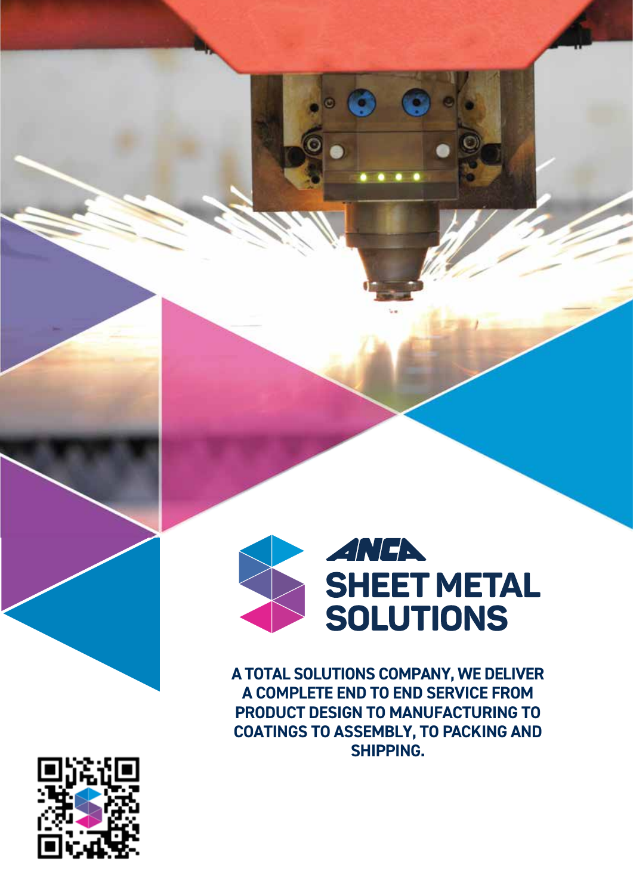# ANCA SHEET METAL SOLUTIONS

**A TOTAL SOLUTIONS COMPANY, WE DELIVER A COMPLETE END TO END SERVICE FROM PRODUCT DESIGN TO MANUFACTURING TO COATINGS TO ASSEMBLY, TO PACKING AND SHIPPING.**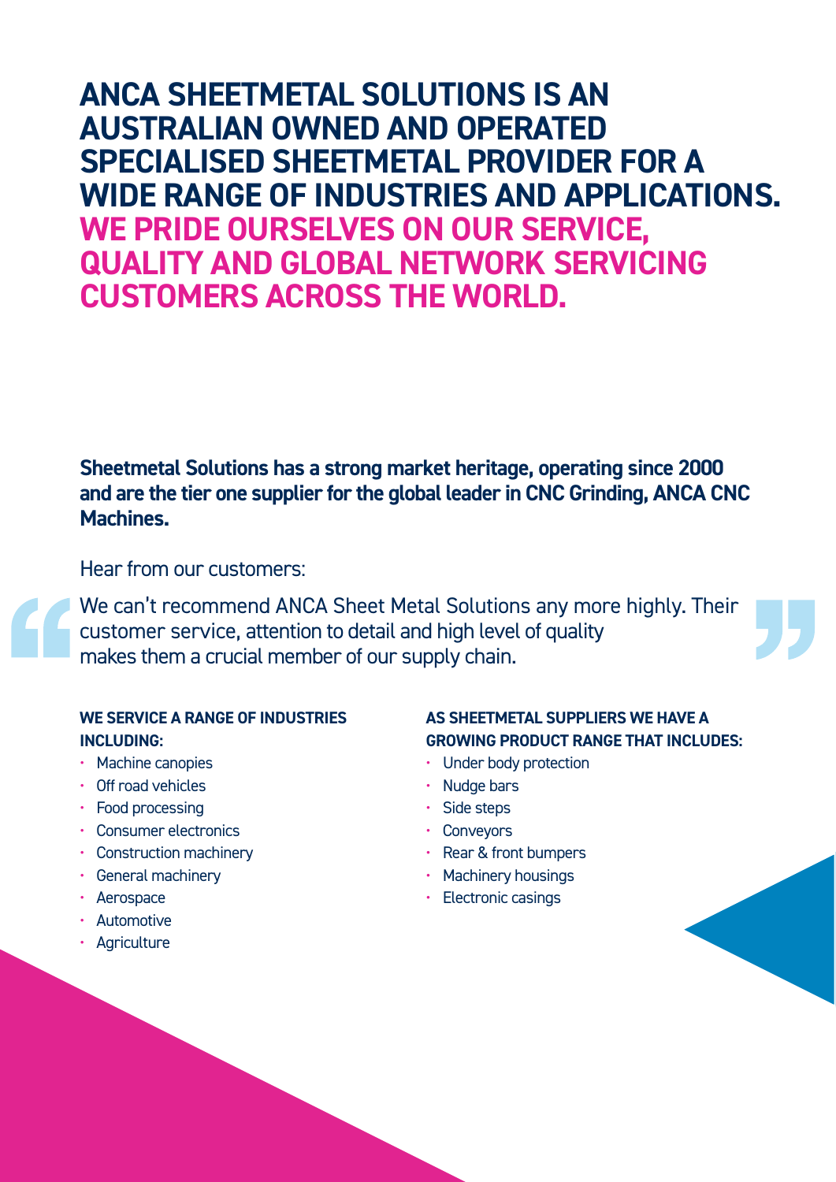# ANCA SHEETMETAL SOLUTIONS IS AN AUSTRALIAN OWNED AND OPERATED SPECIALISED SHEETMETAL PROVIDER FOR A WIDE RANGE OF INDUSTRIES AND APPLICATIONS. WE PRIDE OURSELVES ON OUR SERVICE, QUALITY AND GLOBAL NETWORK SERVICING CUSTOMERS ACROSS THE WORLD.

**Sheetmetal Solutions has a strong market heritage, operating since 2000 and are the tier one supplier for the global leader in CNC Grinding, ANCA CNC Machines.**

Hear from our customers:

> We can't recommend ANCA Sheet Metal Solutions any more highly. Their customer service, attention to detail and high level of quality makes them a crucial member of our supply chain.

**WE SERVICE A RANGE OF INDUSTRIES INCLUDING:**

- Machine canopies
- Off road vehicles
- Food processing
- Consumer electronics
- Construction machinery
- General machinery
- Aerospace
- Automotive
- Agriculture

**AS SHEETMETAL SUPPLIERS WE HAVE A GROWING PRODUCT RANGE THAT INCLUDES:**

- Under body protection
- Nudge bars
- Side steps
- Conveyors
- Rear & front bumpers
- Machinery housings
- Electronic casings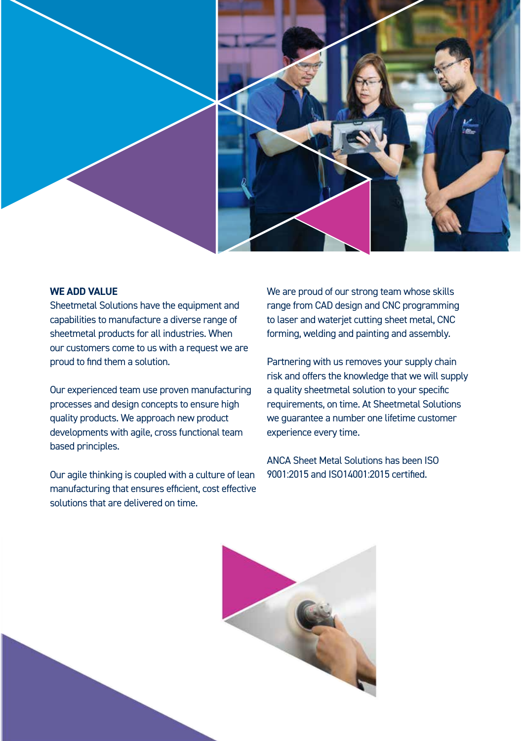## WE ADD VALUE

Sheetmetal Solutions have the equipment and capabilities to manufacture a diverse range of sheetmetal products for all industries. When our customers come to us with a request we are proud to find them a solution.

Our experienced team use proven manufacturing processes and design concepts to ensure high quality products. We approach new product developments with agile, cross functional team based principles.

Our agile thinking is coupled with a culture of lean manufacturing that ensures efficient, cost effective solutions that are delivered on time.

We are proud of our strong team whose skills range from CAD design and CNC programming to laser and waterjet cutting sheet metal, CNC forming, welding and painting and assembly.

Partnering with us removes your supply chain risk and offers the knowledge that we will supply a quality sheetmetal solution to your specific requirements, on time. At Sheetmetal Solutions we guarantee a number one lifetime customer experience every time.

ANCA Sheet Metal Solutions has been ISO 9001:2015 and ISO14001:2015 certified.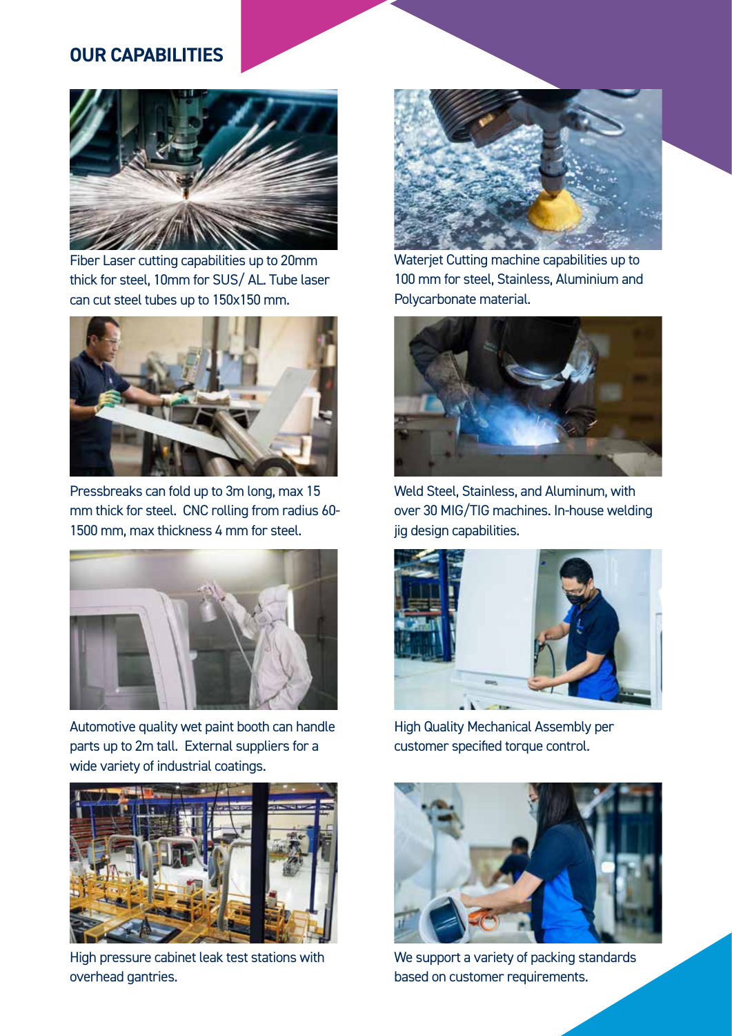## OUR CAPABILITIES

Fiber Laser cutting capabilities up to 20mm thick for steel, 10mm for SUS/ AL. Tube laser can cut steel tubes up to 150x150 mm.

Waterjet Cutting machine capabilities up to 100 mm for steel, Stainless, Aluminium and Polycarbonate material.

Pressbreaks can fold up to 3m long, max 15 mm thick for steel. CNC rolling from radius 60-1500 mm, max thickness 4 mm for steel.

Weld Steel, Stainless, and Aluminum, with over 30 MIG/TIG machines. In-house welding jig design capabilities.

Automotive quality wet paint booth can handle parts up to 2m tall. External suppliers for a wide variety of industrial coatings.

High Quality Mechanical Assembly per customer specified torque control.

High pressure cabinet leak test stations with overhead gantries.

We support a variety of packing standards based on customer requirements.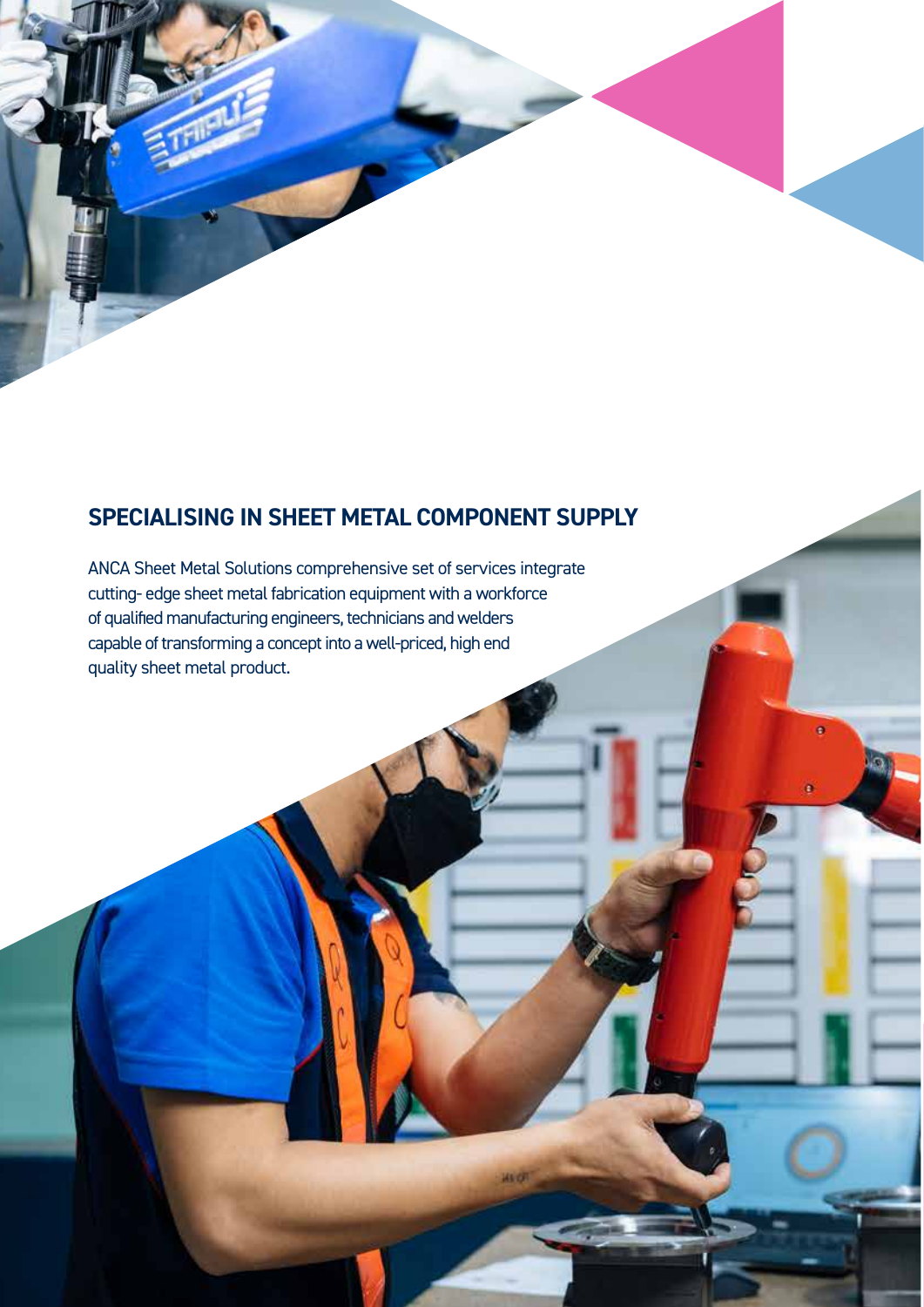## SPECIALISING IN SHEET METAL COMPONENT SUPPLY

ANCA Sheet Metal Solutions comprehensive set of services integrate cutting- edge sheet metal fabrication equipment with a workforce of qualified manufacturing engineers, technicians and welders capable of transforming a concept into a well-priced, high end quality sheet metal product.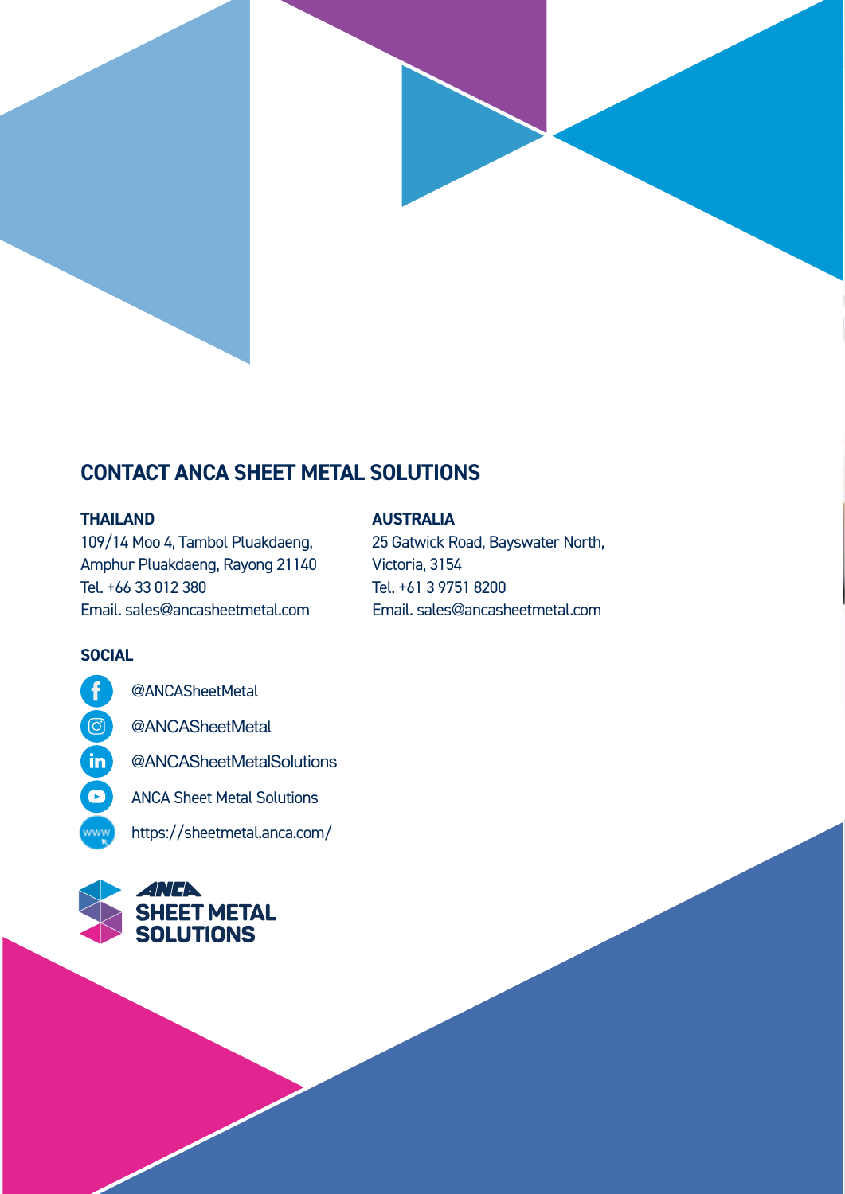## CONTACT ANCA SHEET METAL SOLUTIONS

### THAILAND

109/14 Moo 4, Tambol Pluakdaeng,
Amphur Pluakdaeng, Rayong 21140
Tel. +66 33 012 380
Email. sales@ancasheetmetal.com

### AUSTRALIA

25 Gatwick Road, Bayswater North,
Victoria, 3154
Tel. +61 3 9751 8200
Email. sales@ancasheetmetal.com

### SOCIAL

@ANCASheetMetal

@ANCASheetMetal

@ANCASheetMetalSolutions

ANCA Sheet Metal Solutions

https://sheetmetal.anca.com/

ANCA SHEET METAL SOLUTIONS